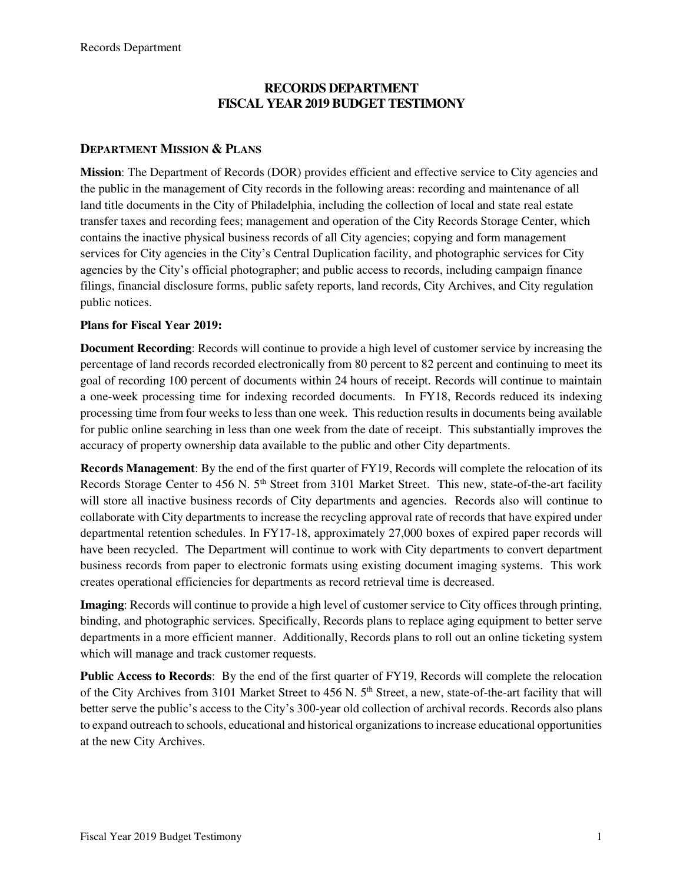# RECORDS DEPARTMENT
# FISCAL YEAR 2019 BUDGET TESTIMONY

## DEPARTMENT MISSION & PLANS

**Mission**: The Department of Records (DOR) provides efficient and effective service to City agencies and the public in the management of City records in the following areas: recording and maintenance of all land title documents in the City of Philadelphia, including the collection of local and state real estate transfer taxes and recording fees; management and operation of the City Records Storage Center, which contains the inactive physical business records of all City agencies; copying and form management services for City agencies in the City's Central Duplication facility, and photographic services for City agencies by the City's official photographer; and public access to records, including campaign finance filings, financial disclosure forms, public safety reports, land records, City Archives, and City regulation public notices.

**Plans for Fiscal Year 2019:**

**Document Recording**: Records will continue to provide a high level of customer service by increasing the percentage of land records recorded electronically from 80 percent to 82 percent and continuing to meet its goal of recording 100 percent of documents within 24 hours of receipt. Records will continue to maintain a one-week processing time for indexing recorded documents. In FY18, Records reduced its indexing processing time from four weeks to less than one week. This reduction results in documents being available for public online searching in less than one week from the date of receipt. This substantially improves the accuracy of property ownership data available to the public and other City departments.

**Records Management**: By the end of the first quarter of FY19, Records will complete the relocation of its Records Storage Center to 456 N. 5th Street from 3101 Market Street. This new, state-of-the-art facility will store all inactive business records of City departments and agencies. Records also will continue to collaborate with City departments to increase the recycling approval rate of records that have expired under departmental retention schedules. In FY17-18, approximately 27,000 boxes of expired paper records will have been recycled. The Department will continue to work with City departments to convert department business records from paper to electronic formats using existing document imaging systems. This work creates operational efficiencies for departments as record retrieval time is decreased.

**Imaging**: Records will continue to provide a high level of customer service to City offices through printing, binding, and photographic services. Specifically, Records plans to replace aging equipment to better serve departments in a more efficient manner. Additionally, Records plans to roll out an online ticketing system which will manage and track customer requests.

**Public Access to Records**: By the end of the first quarter of FY19, Records will complete the relocation of the City Archives from 3101 Market Street to 456 N. 5th Street, a new, state-of-the-art facility that will better serve the public's access to the City's 300-year old collection of archival records. Records also plans to expand outreach to schools, educational and historical organizations to increase educational opportunities at the new City Archives.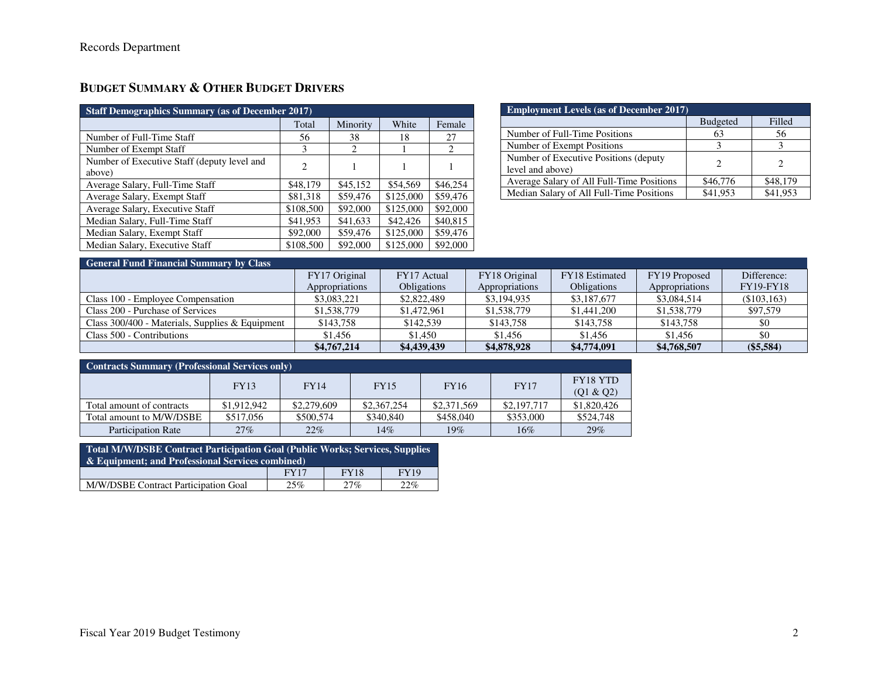## BUDGET SUMMARY & OTHER BUDGET DRIVERS

| Staff Demographics Summary (as of December 2017) | | | | |
|---|---|---|---|---|
| | Total | Minority | White | Female |
| Number of Full-Time Staff | 56 | 38 | 18 | 27 |
| Number of Exempt Staff | 3 | 2 | 1 | 2 |
| Number of Executive Staff (deputy level and above) | 2 | 1 | 1 | 1 |
| Average Salary, Full-Time Staff | $48,179 | $45,152 | $54,569 | $46,254 |
| Average Salary, Exempt Staff | $81,318 | $59,476 | $125,000 | $59,476 |
| Average Salary, Executive Staff | $108,500 | $92,000 | $125,000 | $92,000 |
| Median Salary, Full-Time Staff | $41,953 | $41,633 | $42,426 | $40,815 |
| Median Salary, Exempt Staff | $92,000 | $59,476 | $125,000 | $59,476 |
| Median Salary, Executive Staff | $108,500 | $92,000 | $125,000 | $92,000 |

| Employment Levels (as of December 2017) | | |
|---|---|---|
| | Budgeted | Filled |
| Number of Full-Time Positions | 63 | 56 |
| Number of Exempt Positions | 3 | 3 |
| Number of Executive Positions (deputy level and above) | 2 | 2 |
| Average Salary of All Full-Time Positions | $46,776 | $48,179 |
| Median Salary of All Full-Time Positions | $41,953 | $41,953 |

| General Fund Financial Summary by Class | | | | | | |
|---|---|---|---|---|---|---|
| | FY17 Original Appropriations | FY17 Actual Obligations | FY18 Original Appropriations | FY18 Estimated Obligations | FY19 Proposed Appropriations | Difference: FY19-FY18 |
| Class 100 - Employee Compensation | $3,083,221 | $2,822,489 | $3,194,935 | $3,187,677 | $3,084,514 | ($103,163) |
| Class 200 - Purchase of Services | $1,538,779 | $1,472,961 | $1,538,779 | $1,441,200 | $1,538,779 | $97,579 |
| Class 300/400 - Materials, Supplies & Equipment | $143,758 | $142,539 | $143,758 | $143,758 | $143,758 | $0 |
| Class 500 - Contributions | $1,456 | $1,450 | $1,456 | $1,456 | $1,456 | $0 |
| | **$4,767,214** | **$4,439,439** | **$4,878,928** | **$4,774,091** | **$4,768,507** | **($5,584)** |

| Contracts Summary (Professional Services only) | | | | | | |
|---|---|---|---|---|---|---|
| | FY13 | FY14 | FY15 | FY16 | FY17 | FY18 YTD (Q1 & Q2) |
| Total amount of contracts | $1,912,942 | $2,279,609 | $2,367,254 | $2,371,569 | $2,197,717 | $1,820,426 |
| Total amount to M/W/DSBE | $517,056 | $500,574 | $340,840 | $458,040 | $353,000 | $524,748 |
| Participation Rate | 27% | 22% | 14% | 19% | 16% | 29% |

| Total M/W/DSBE Contract Participation Goal (Public Works; Services, Supplies & Equipment; and Professional Services combined) | | | |
|---|---|---|---|
| | FY17 | FY18 | FY19 |
| M/W/DSBE Contract Participation Goal | 25% | 27% | 22% |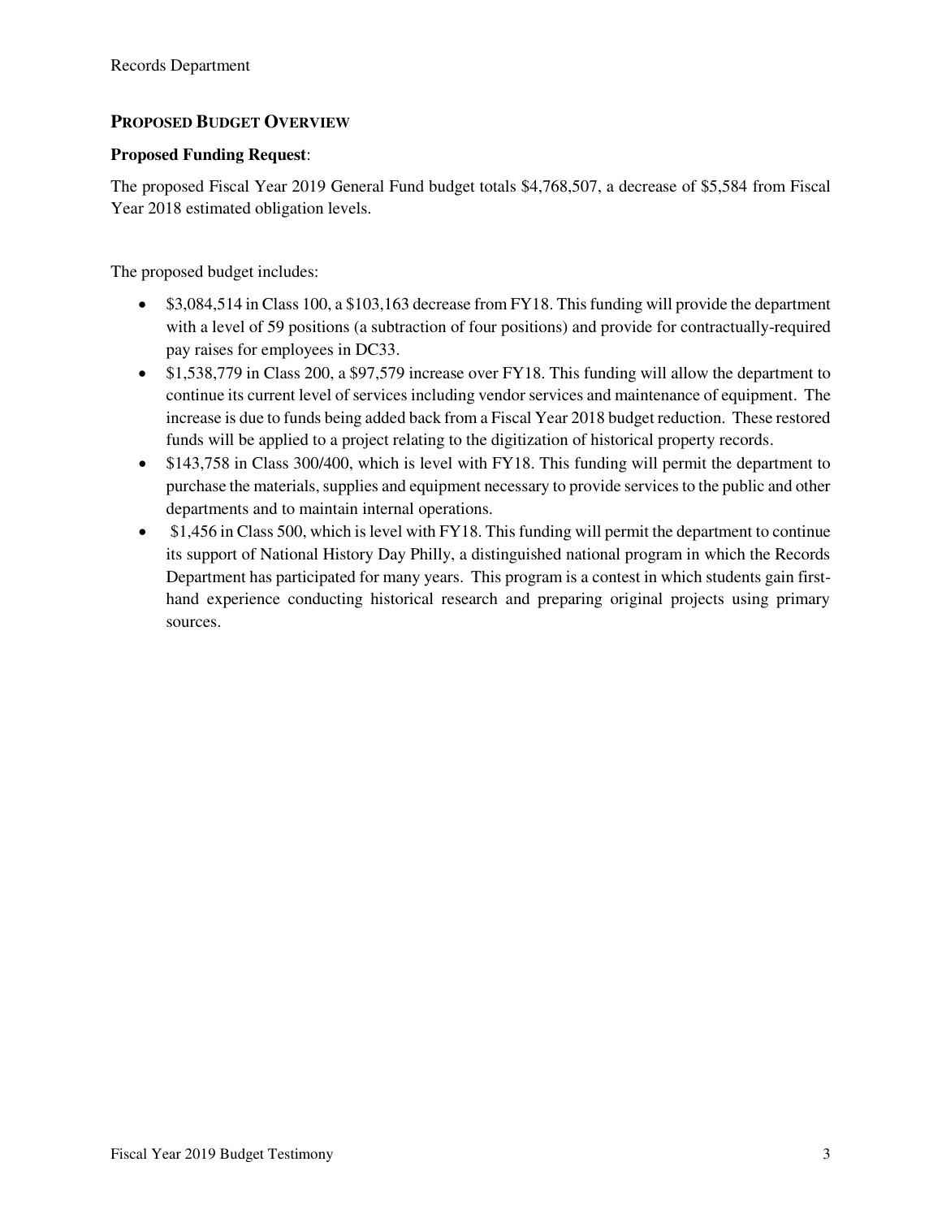## Proposed Budget Overview

**Proposed Funding Request**:

The proposed Fiscal Year 2019 General Fund budget totals $4,768,507, a decrease of $5,584 from Fiscal Year 2018 estimated obligation levels.

The proposed budget includes:

- $3,084,514 in Class 100, a $103,163 decrease from FY18. This funding will provide the department with a level of 59 positions (a subtraction of four positions) and provide for contractually-required pay raises for employees in DC33.
- $1,538,779 in Class 200, a $97,579 increase over FY18. This funding will allow the department to continue its current level of services including vendor services and maintenance of equipment. The increase is due to funds being added back from a Fiscal Year 2018 budget reduction. These restored funds will be applied to a project relating to the digitization of historical property records.
- $143,758 in Class 300/400, which is level with FY18. This funding will permit the department to purchase the materials, supplies and equipment necessary to provide services to the public and other departments and to maintain internal operations.
- $1,456 in Class 500, which is level with FY18. This funding will permit the department to continue its support of National History Day Philly, a distinguished national program in which the Records Department has participated for many years. This program is a contest in which students gain first-hand experience conducting historical research and preparing original projects using primary sources.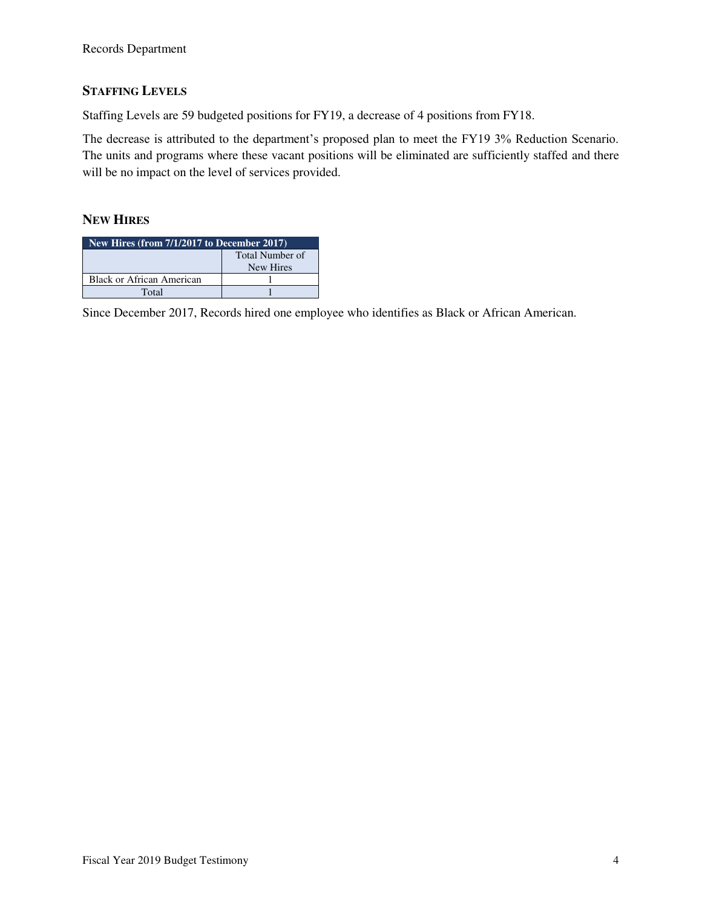## STAFFING LEVELS

Staffing Levels are 59 budgeted positions for FY19, a decrease of 4 positions from FY18.

The decrease is attributed to the department's proposed plan to meet the FY19 3% Reduction Scenario. The units and programs where these vacant positions will be eliminated are sufficiently staffed and there will be no impact on the level of services provided.

## NEW HIRES

| New Hires (from 7/1/2017 to December 2017) | |
|---|---|
| | Total Number of New Hires |
| Black or African American | 1 |
| Total | 1 |

Since December 2017, Records hired one employee who identifies as Black or African American.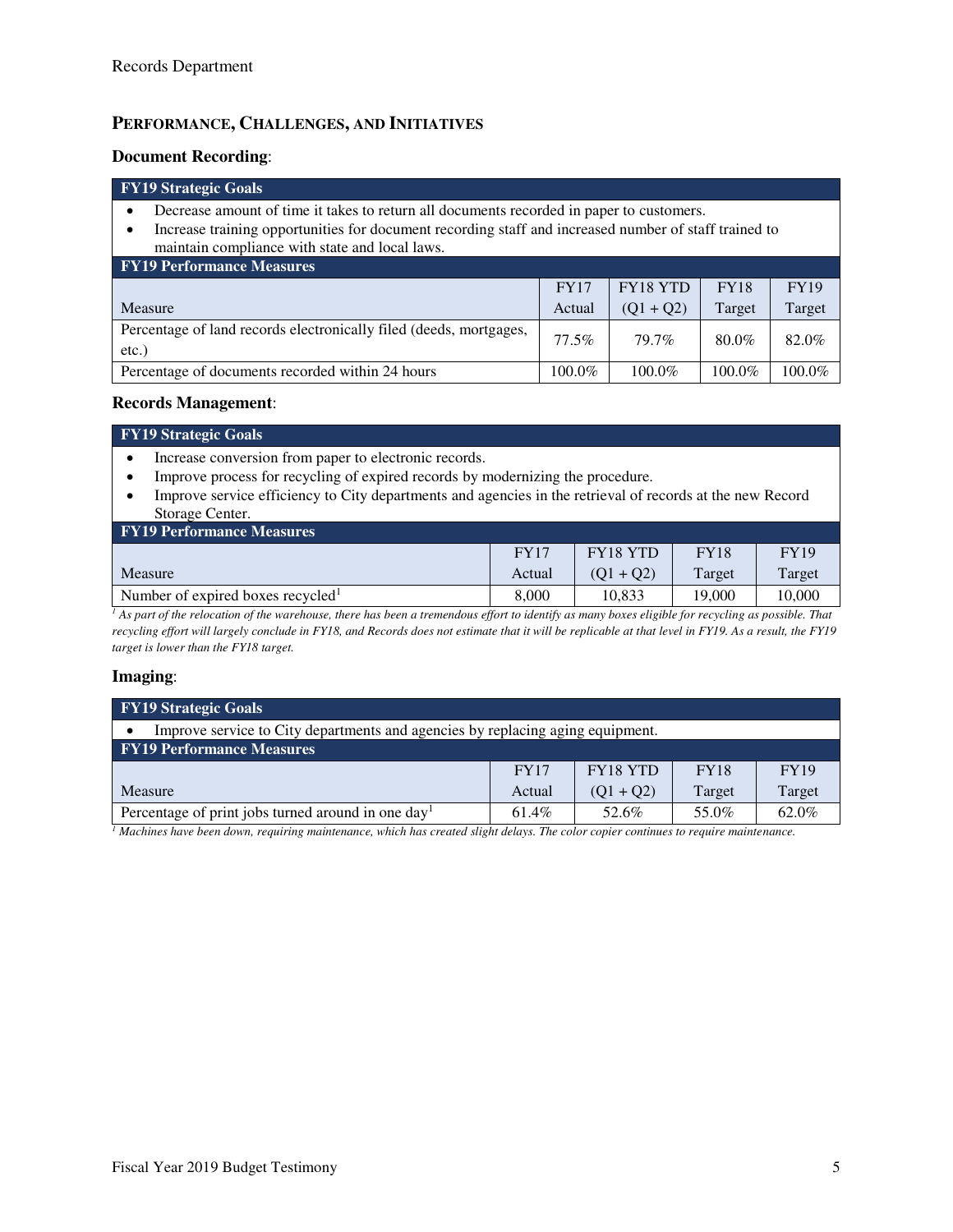## PERFORMANCE, CHALLENGES, AND INITIATIVES

### Document Recording:

**FY19 Strategic Goals**

- Decrease amount of time it takes to return all documents recorded in paper to customers.
- Increase training opportunities for document recording staff and increased number of staff trained to maintain compliance with state and local laws.

**FY19 Performance Measures**

| Measure | FY17 Actual | FY18 YTD (Q1 + Q2) | FY18 Target | FY19 Target |
|---|---|---|---|---|
| Percentage of land records electronically filed (deeds, mortgages, etc.) | 77.5% | 79.7% | 80.0% | 82.0% |
| Percentage of documents recorded within 24 hours | 100.0% | 100.0% | 100.0% | 100.0% |

### Records Management:

**FY19 Strategic Goals**

- Increase conversion from paper to electronic records.
- Improve process for recycling of expired records by modernizing the procedure.
- Improve service efficiency to City departments and agencies in the retrieval of records at the new Record Storage Center.

**FY19 Performance Measures**

| Measure | FY17 Actual | FY18 YTD (Q1 + Q2) | FY18 Target | FY19 Target |
|---|---|---|---|---|
| Number of expired boxes recycled[1] | 8,000 | 10,833 | 19,000 | 10,000 |

*[1] As part of the relocation of the warehouse, there has been a tremendous effort to identify as many boxes eligible for recycling as possible. That recycling effort will largely conclude in FY18, and Records does not estimate that it will be replicable at that level in FY19. As a result, the FY19 target is lower than the FY18 target.*

### Imaging:

**FY19 Strategic Goals**

- Improve service to City departments and agencies by replacing aging equipment.

**FY19 Performance Measures**

| Measure | FY17 Actual | FY18 YTD (Q1 + Q2) | FY18 Target | FY19 Target |
|---|---|---|---|---|
| Percentage of print jobs turned around in one day[1] | 61.4% | 52.6% | 55.0% | 62.0% |

*[1] Machines have been down, requiring maintenance, which has created slight delays. The color copier continues to require maintenance.*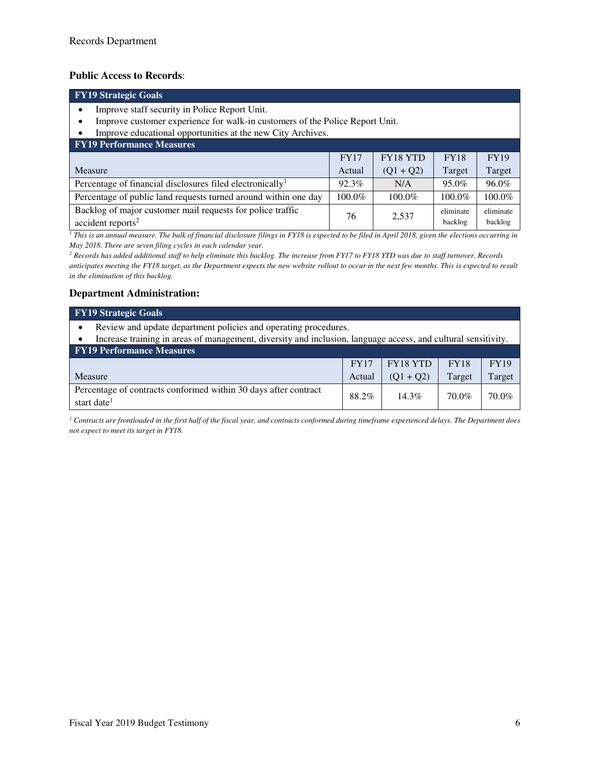**Public Access to Records**:

| FY19 Strategic Goals | | | | |
|---|---|---|---|---|
| • Improve staff security in Police Report Unit.<br>• Improve customer experience for walk-in customers of the Police Report Unit.<br>• Improve educational opportunities at the new City Archives. | | | | |
| **FY19 Performance Measures** | | | | |
| Measure | FY17 Actual | FY18 YTD (Q1 + Q2) | FY18 Target | FY19 Target |
| Percentage of financial disclosures filed electronically[1] | 92.3% | N/A | 95.0% | 96.0% |
| Percentage of public land requests turned around within one day | 100.0% | 100.0% | 100.0% | 100.0% |
| Backlog of major customer mail requests for police traffic accident reports[2] | 76 | 2,537 | eliminate backlog | eliminate backlog |

*[1] This is an annual measure. The bulk of financial disclosure filings in FY18 is expected to be filed in April 2018, given the elections occurring in May 2018. There are seven filing cycles in each calendar year.*

*[2] Records has added additional staff to help eliminate this backlog. The increase from FY17 to FY18 YTD was due to staff turnover. Records anticipates meeting the FY18 target, as the Department expects the new website rollout to occur in the next few months. This is expected to result in the elimination of this backlog.*

**Department Administration:**

| FY19 Strategic Goals | | | | |
|---|---|---|---|---|
| • Review and update department policies and operating procedures.<br>• Increase training in areas of management, diversity and inclusion, language access, and cultural sensitivity. | | | | |
| **FY19 Performance Measures** | | | | |
| Measure | FY17 Actual | FY18 YTD (Q1 + Q2) | FY18 Target | FY19 Target |
| Percentage of contracts conformed within 30 days after contract start date[1] | 88.2% | 14.3% | 70.0% | 70.0% |

*[1] Contracts are frontloaded in the first half of the fiscal year, and contracts conformed during timeframe experienced delays. The Department does not expect to meet its target in FY18.*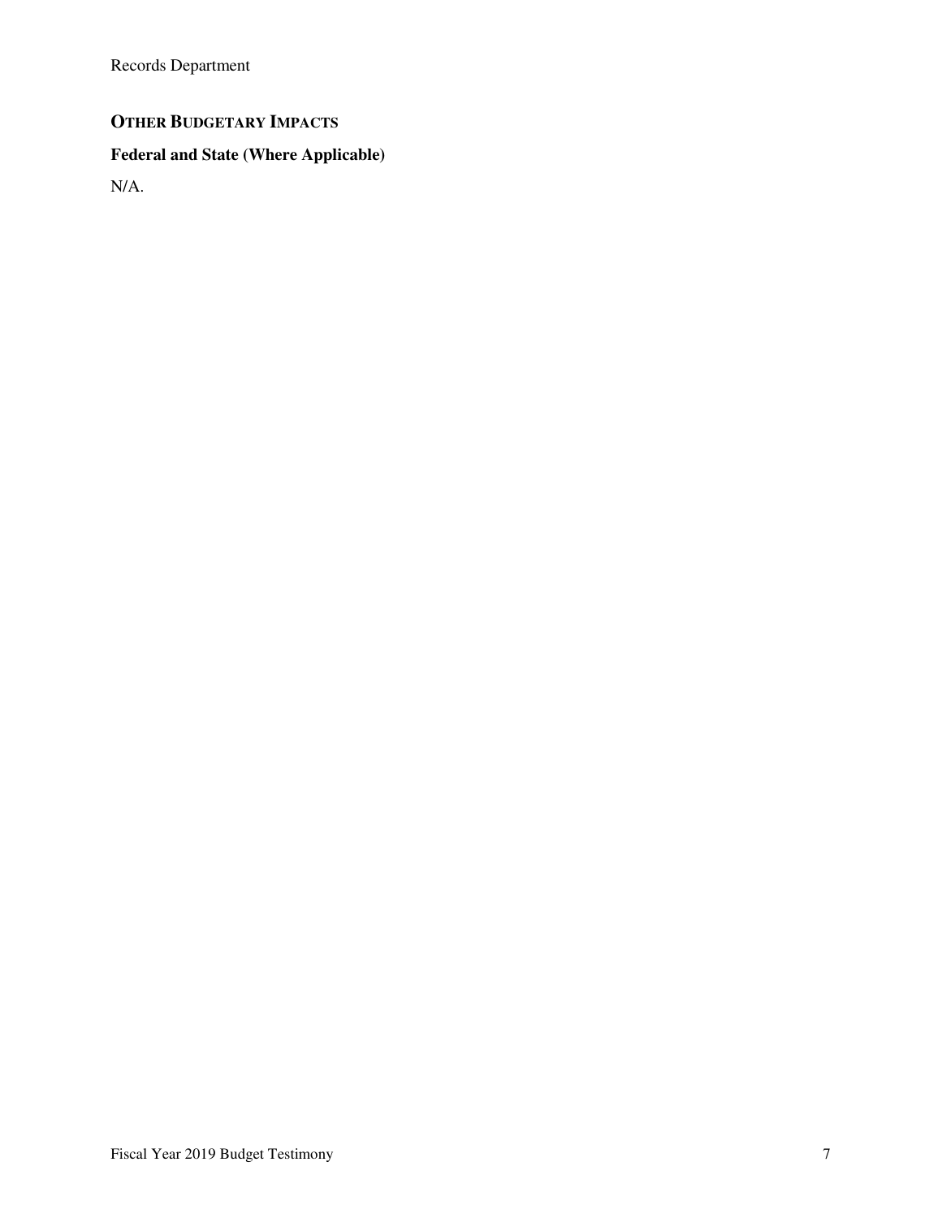## OTHER BUDGETARY IMPACTS

### Federal and State (Where Applicable)

N/A.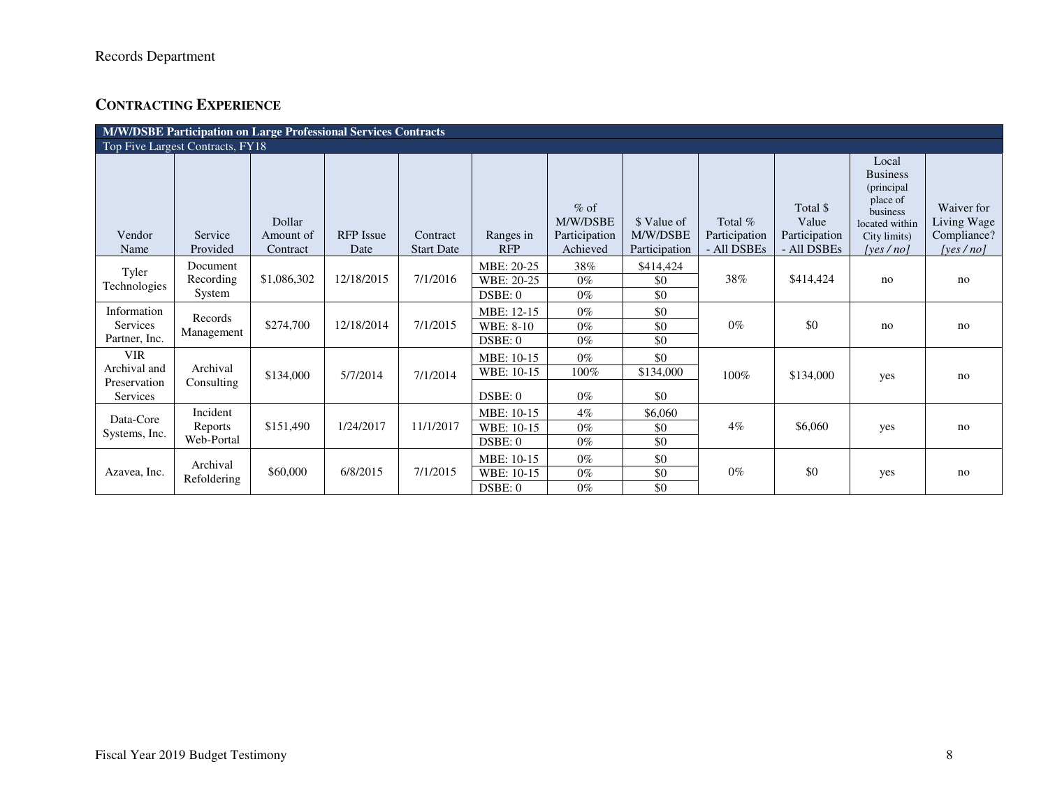## CONTRACTING EXPERIENCE

| M/W/DSBE Participation on Large Professional Services Contracts | | | | | | | | | | | |
|---|---|---|---|---|---|---|---|---|---|---|---|
| Top Five Largest Contracts, FY18 | | | | | | | | | | | |
| Vendor Name | Service Provided | Dollar Amount of Contract | RFP Issue Date | Contract Start Date | Ranges in RFP | % of M/W/DSBE Participation Achieved | $ Value of M/W/DSBE Participation | Total % Participation - All DSBEs | Total $ Value Participation - All DSBEs | Local Business (principal place of business located within City limits) *[yes / no]* | Waiver for Living Wage Compliance? *[yes / no]* |
| Tyler Technologies | Document Recording System | $1,086,302 | 12/18/2015 | 7/1/2016 | MBE: 20-25 | 38% | $414,424 | 38% | $414,424 | no | no |
| | | | | | WBE: 20-25 | 0% | $0 | | | | |
| | | | | | DSBE: 0 | 0% | $0 | | | | |
| Information Services Partner, Inc. | Records Management | $274,700 | 12/18/2014 | 7/1/2015 | MBE: 12-15 | 0% | $0 | 0% | $0 | no | no |
| | | | | | WBE: 8-10 | 0% | $0 | | | | |
| | | | | | DSBE: 0 | 0% | $0 | | | | |
| VIR Archival and Preservation Services | Archival Consulting | $134,000 | 5/7/2014 | 7/1/2014 | MBE: 10-15 | 0% | $0 | 100% | $134,000 | yes | no |
| | | | | | WBE: 10-15 | 100% | $134,000 | | | | |
| | | | | | DSBE: 0 | 0% | $0 | | | | |
| Data-Core Systems, Inc. | Incident Reports Web-Portal | $151,490 | 1/24/2017 | 11/1/2017 | MBE: 10-15 | 4% | $6,060 | 4% | $6,060 | yes | no |
| | | | | | WBE: 10-15 | 0% | $0 | | | | |
| | | | | | DSBE: 0 | 0% | $0 | | | | |
| Azavea, Inc. | Archival Refoldering | $60,000 | 6/8/2015 | 7/1/2015 | MBE: 10-15 | 0% | $0 | 0% | $0 | yes | no |
| | | | | | WBE: 10-15 | 0% | $0 | | | | |
| | | | | | DSBE: 0 | 0% | $0 | | | | |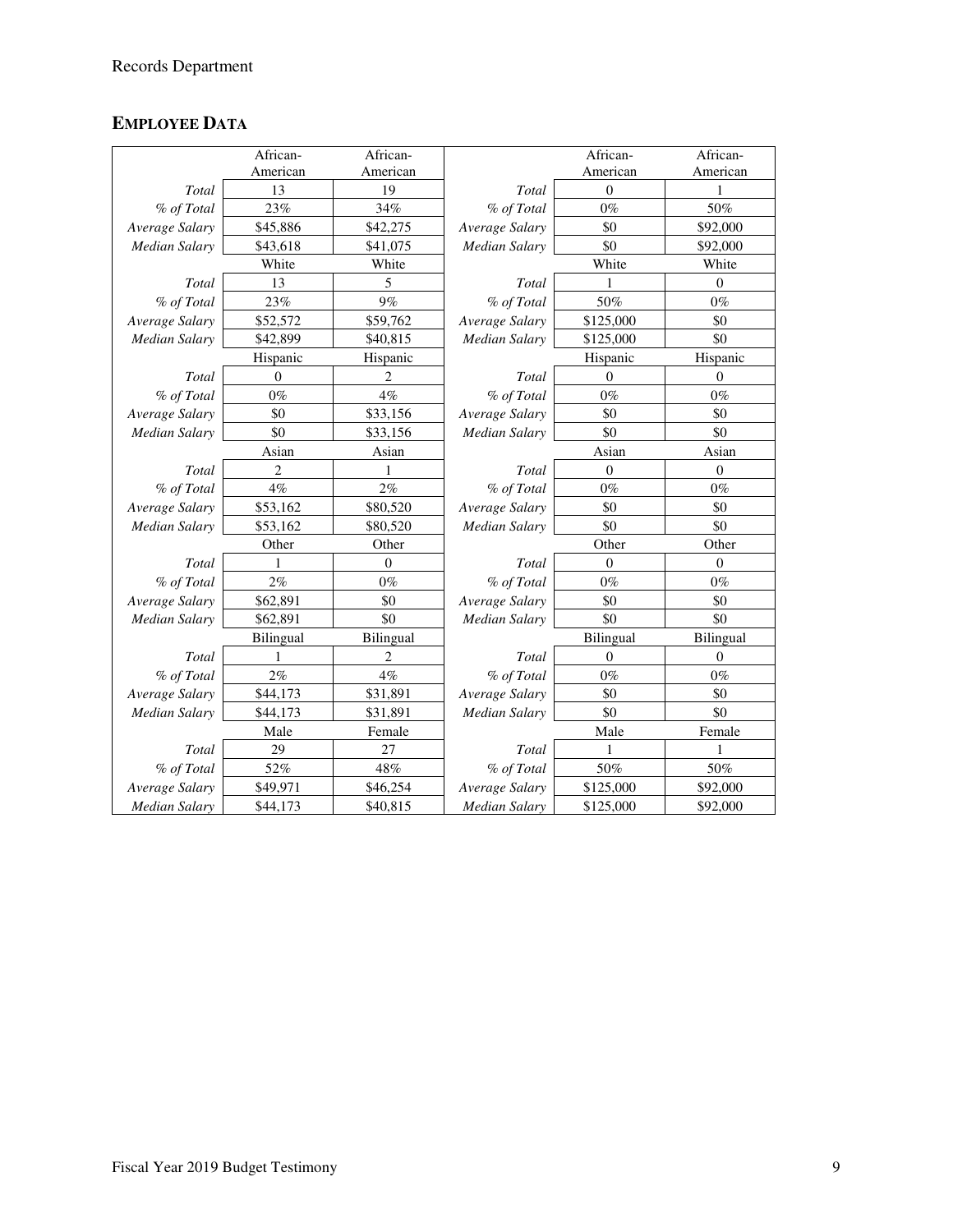Records Department

## EMPLOYEE DATA

| | African-American | African-American | | African-American | African-American |
|---|---|---|---|---|---|
| *Total* | 13 | 19 | *Total* | 0 | 1 |
| *% of Total* | 23% | 34% | *% of Total* | 0% | 50% |
| *Average Salary* | $45,886 | $42,275 | *Average Salary* | $0 | $92,000 |
| *Median Salary* | $43,618 | $41,075 | *Median Salary* | $0 | $92,000 |
| | White | White | | White | White |
| *Total* | 13 | 5 | *Total* | 1 | 0 |
| *% of Total* | 23% | 9% | *% of Total* | 50% | 0% |
| *Average Salary* | $52,572 | $59,762 | *Average Salary* | $125,000 | $0 |
| *Median Salary* | $42,899 | $40,815 | *Median Salary* | $125,000 | $0 |
| | Hispanic | Hispanic | | Hispanic | Hispanic |
| *Total* | 0 | 2 | *Total* | 0 | 0 |
| *% of Total* | 0% | 4% | *% of Total* | 0% | 0% |
| *Average Salary* | $0 | $33,156 | *Average Salary* | $0 | $0 |
| *Median Salary* | $0 | $33,156 | *Median Salary* | $0 | $0 |
| | Asian | Asian | | Asian | Asian |
| *Total* | 2 | 1 | *Total* | 0 | 0 |
| *% of Total* | 4% | 2% | *% of Total* | 0% | 0% |
| *Average Salary* | $53,162 | $80,520 | *Average Salary* | $0 | $0 |
| *Median Salary* | $53,162 | $80,520 | *Median Salary* | $0 | $0 |
| | Other | Other | | Other | Other |
| *Total* | 1 | 0 | *Total* | 0 | 0 |
| *% of Total* | 2% | 0% | *% of Total* | 0% | 0% |
| *Average Salary* | $62,891 | $0 | *Average Salary* | $0 | $0 |
| *Median Salary* | $62,891 | $0 | *Median Salary* | $0 | $0 |
| | Bilingual | Bilingual | | Bilingual | Bilingual |
| *Total* | 1 | 2 | *Total* | 0 | 0 |
| *% of Total* | 2% | 4% | *% of Total* | 0% | 0% |
| *Average Salary* | $44,173 | $31,891 | *Average Salary* | $0 | $0 |
| *Median Salary* | $44,173 | $31,891 | *Median Salary* | $0 | $0 |
| | Male | Female | | Male | Female |
| *Total* | 29 | 27 | *Total* | 1 | 1 |
| *% of Total* | 52% | 48% | *% of Total* | 50% | 50% |
| *Average Salary* | $49,971 | $46,254 | *Average Salary* | $125,000 | $92,000 |
| *Median Salary* | $44,173 | $40,815 | *Median Salary* | $125,000 | $92,000 |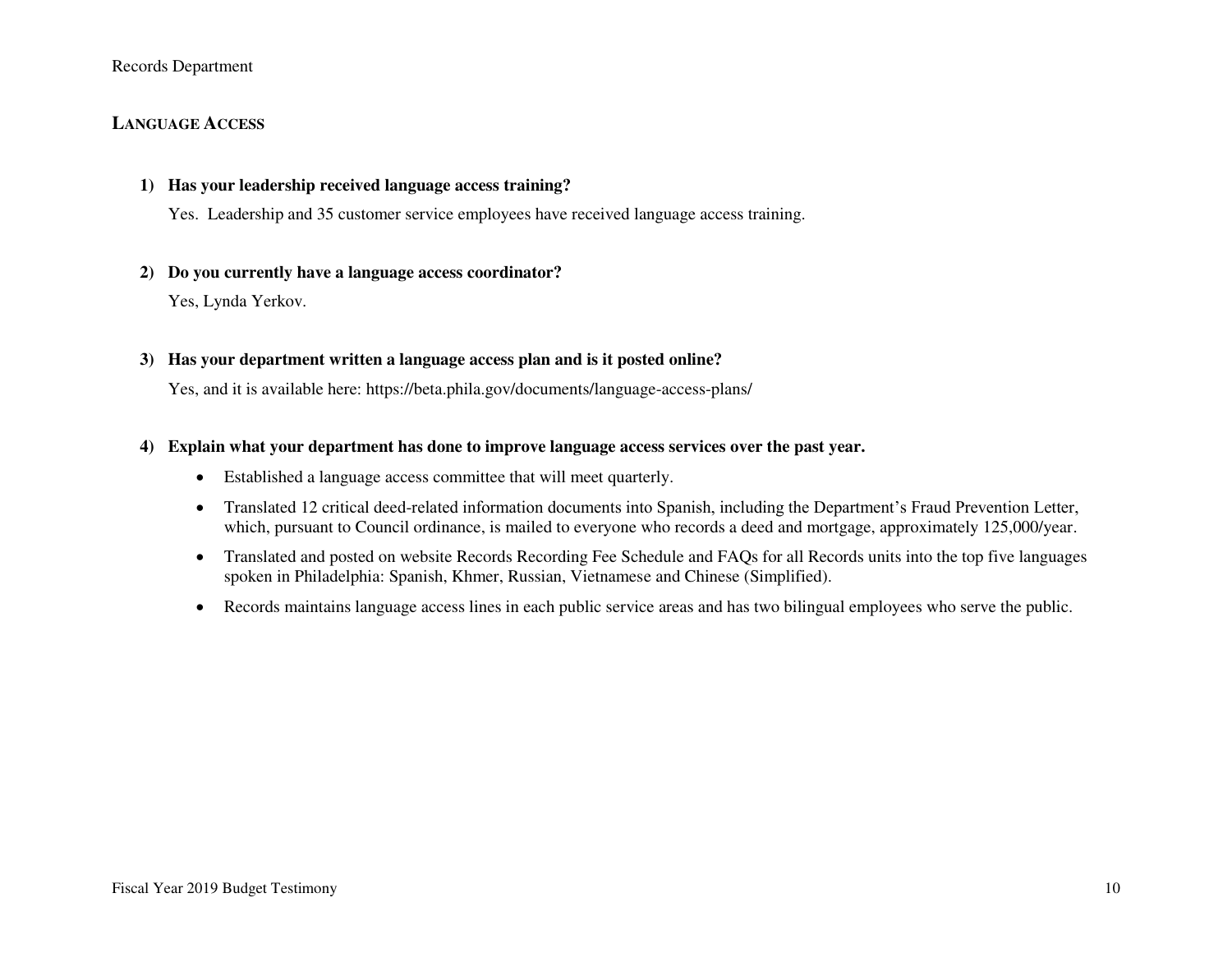## Language Access

1) **Has your leadership received language access training?**

   Yes. Leadership and 35 customer service employees have received language access training.

2) **Do you currently have a language access coordinator?**

   Yes, Lynda Yerkov.

3) **Has your department written a language access plan and is it posted online?**

   Yes, and it is available here: https://beta.phila.gov/documents/language-access-plans/

4) **Explain what your department has done to improve language access services over the past year.**

   - Established a language access committee that will meet quarterly.
   - Translated 12 critical deed-related information documents into Spanish, including the Department's Fraud Prevention Letter, which, pursuant to Council ordinance, is mailed to everyone who records a deed and mortgage, approximately 125,000/year.
   - Translated and posted on website Records Recording Fee Schedule and FAQs for all Records units into the top five languages spoken in Philadelphia: Spanish, Khmer, Russian, Vietnamese and Chinese (Simplified).
   - Records maintains language access lines in each public service areas and has two bilingual employees who serve the public.